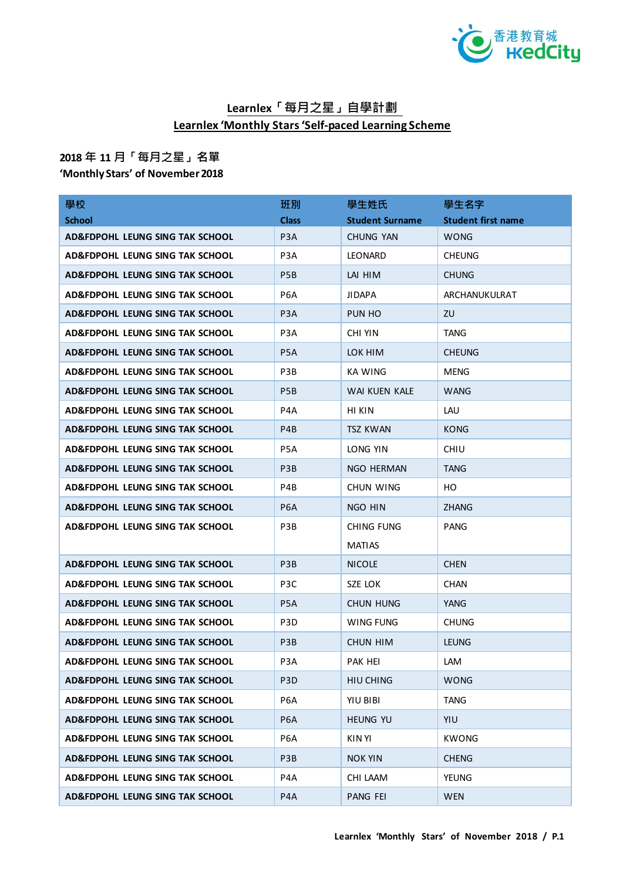## Learnlex「每月之星」自學計劃
## Learnlex 'Monthly Stars 'Self-paced Learning Scheme

**2018 年 11 月「每月之星」名單**
**'Monthly Stars' of November 2018**

| 學校 School | 班別 Class | 學生姓氏 Student Surname | 學生名字 Student first name |
|---|---|---|---|
| AD&FDPOHL LEUNG SING TAK SCHOOL | P3A | CHUNG YAN | WONG |
| AD&FDPOHL LEUNG SING TAK SCHOOL | P3A | LEONARD | CHEUNG |
| AD&FDPOHL LEUNG SING TAK SCHOOL | P5B | LAI HIM | CHUNG |
| AD&FDPOHL LEUNG SING TAK SCHOOL | P6A | JIDAPA | ARCHANUKULRAT |
| AD&FDPOHL LEUNG SING TAK SCHOOL | P3A | PUN HO | ZU |
| AD&FDPOHL LEUNG SING TAK SCHOOL | P3A | CHI YIN | TANG |
| AD&FDPOHL LEUNG SING TAK SCHOOL | P5A | LOK HIM | CHEUNG |
| AD&FDPOHL LEUNG SING TAK SCHOOL | P3B | KA WING | MENG |
| AD&FDPOHL LEUNG SING TAK SCHOOL | P5B | WAI KUEN KALE | WANG |
| AD&FDPOHL LEUNG SING TAK SCHOOL | P4A | HI KIN | LAU |
| AD&FDPOHL LEUNG SING TAK SCHOOL | P4B | TSZ KWAN | KONG |
| AD&FDPOHL LEUNG SING TAK SCHOOL | P5A | LONG YIN | CHIU |
| AD&FDPOHL LEUNG SING TAK SCHOOL | P3B | NGO HERMAN | TANG |
| AD&FDPOHL LEUNG SING TAK SCHOOL | P4B | CHUN WING | HO |
| AD&FDPOHL LEUNG SING TAK SCHOOL | P6A | NGO HIN | ZHANG |
| AD&FDPOHL LEUNG SING TAK SCHOOL | P3B | CHING FUNG MATIAS | PANG |
| AD&FDPOHL LEUNG SING TAK SCHOOL | P3B | NICOLE | CHEN |
| AD&FDPOHL LEUNG SING TAK SCHOOL | P3C | SZE LOK | CHAN |
| AD&FDPOHL LEUNG SING TAK SCHOOL | P5A | CHUN HUNG | YANG |
| AD&FDPOHL LEUNG SING TAK SCHOOL | P3D | WING FUNG | CHUNG |
| AD&FDPOHL LEUNG SING TAK SCHOOL | P3B | CHUN HIM | LEUNG |
| AD&FDPOHL LEUNG SING TAK SCHOOL | P3A | PAK HEI | LAM |
| AD&FDPOHL LEUNG SING TAK SCHOOL | P3D | HIU CHING | WONG |
| AD&FDPOHL LEUNG SING TAK SCHOOL | P6A | YIU BIBI | TANG |
| AD&FDPOHL LEUNG SING TAK SCHOOL | P6A | HEUNG YU | YIU |
| AD&FDPOHL LEUNG SING TAK SCHOOL | P6A | KIN YI | KWONG |
| AD&FDPOHL LEUNG SING TAK SCHOOL | P3B | NOK YIN | CHENG |
| AD&FDPOHL LEUNG SING TAK SCHOOL | P4A | CHI LAAM | YEUNG |
| AD&FDPOHL LEUNG SING TAK SCHOOL | P4A | PANG FEI | WEN |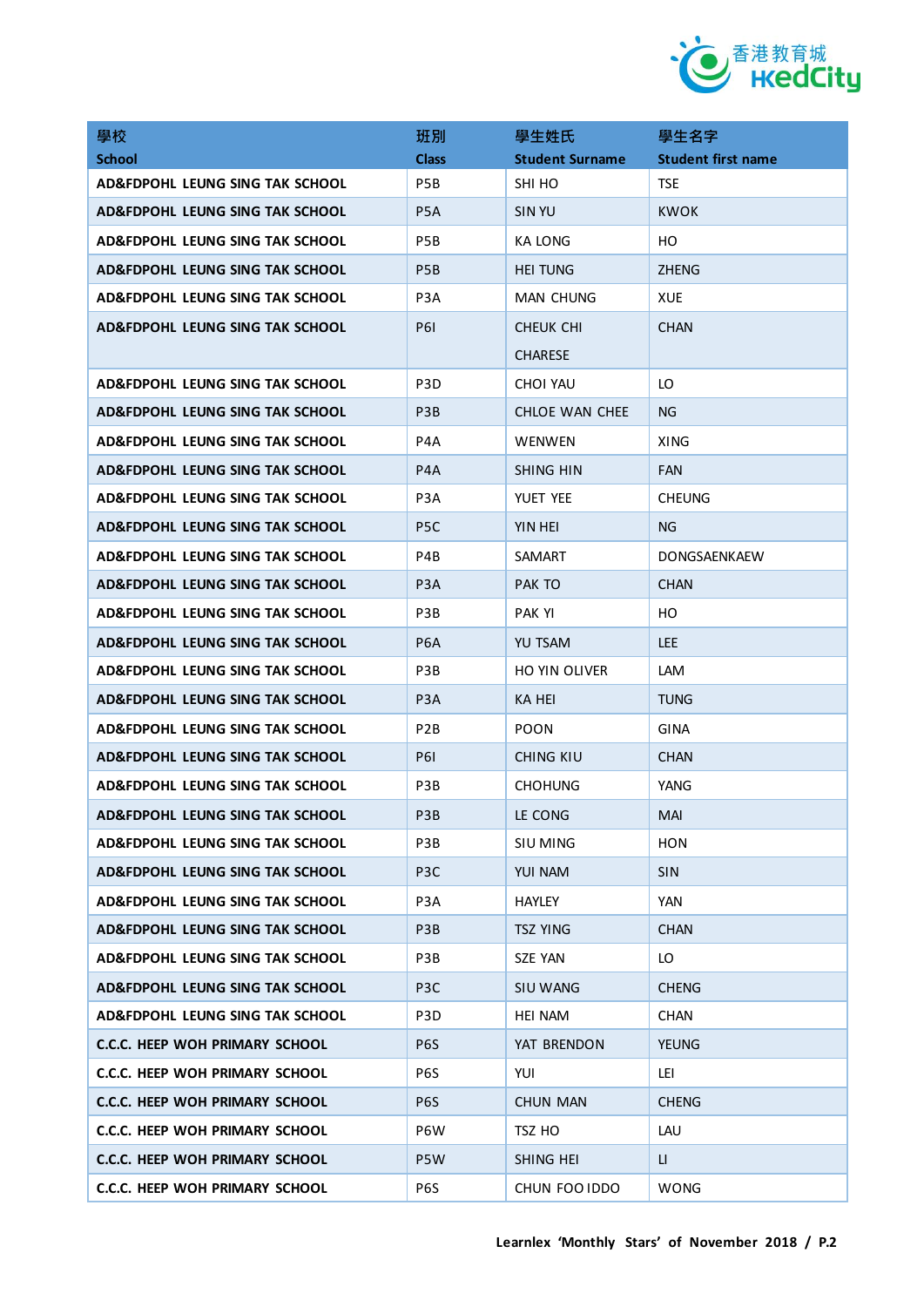| 學校<br>School | 班別<br>Class | 學生姓氏<br>Student Surname | 學生名字<br>Student first name |
|---|---|---|---|
| AD&FDPOHL LEUNG SING TAK SCHOOL | P5B | SHI HO | TSE |
| AD&FDPOHL LEUNG SING TAK SCHOOL | P5A | SIN YU | KWOK |
| AD&FDPOHL LEUNG SING TAK SCHOOL | P5B | KA LONG | HO |
| AD&FDPOHL LEUNG SING TAK SCHOOL | P5B | HEI TUNG | ZHENG |
| AD&FDPOHL LEUNG SING TAK SCHOOL | P3A | MAN CHUNG | XUE |
| AD&FDPOHL LEUNG SING TAK SCHOOL | P6I | CHEUK CHI CHARESE | CHAN |
| AD&FDPOHL LEUNG SING TAK SCHOOL | P3D | CHOI YAU | LO |
| AD&FDPOHL LEUNG SING TAK SCHOOL | P3B | CHLOE WAN CHEE | NG |
| AD&FDPOHL LEUNG SING TAK SCHOOL | P4A | WENWEN | XING |
| AD&FDPOHL LEUNG SING TAK SCHOOL | P4A | SHING HIN | FAN |
| AD&FDPOHL LEUNG SING TAK SCHOOL | P3A | YUET YEE | CHEUNG |
| AD&FDPOHL LEUNG SING TAK SCHOOL | P5C | YIN HEI | NG |
| AD&FDPOHL LEUNG SING TAK SCHOOL | P4B | SAMART | DONGSAENKAEW |
| AD&FDPOHL LEUNG SING TAK SCHOOL | P3A | PAK TO | CHAN |
| AD&FDPOHL LEUNG SING TAK SCHOOL | P3B | PAK YI | HO |
| AD&FDPOHL LEUNG SING TAK SCHOOL | P6A | YU TSAM | LEE |
| AD&FDPOHL LEUNG SING TAK SCHOOL | P3B | HO YIN OLIVER | LAM |
| AD&FDPOHL LEUNG SING TAK SCHOOL | P3A | KA HEI | TUNG |
| AD&FDPOHL LEUNG SING TAK SCHOOL | P2B | POON | GINA |
| AD&FDPOHL LEUNG SING TAK SCHOOL | P6I | CHING KIU | CHAN |
| AD&FDPOHL LEUNG SING TAK SCHOOL | P3B | CHOHUNG | YANG |
| AD&FDPOHL LEUNG SING TAK SCHOOL | P3B | LE CONG | MAI |
| AD&FDPOHL LEUNG SING TAK SCHOOL | P3B | SIU MING | HON |
| AD&FDPOHL LEUNG SING TAK SCHOOL | P3C | YUI NAM | SIN |
| AD&FDPOHL LEUNG SING TAK SCHOOL | P3A | HAYLEY | YAN |
| AD&FDPOHL LEUNG SING TAK SCHOOL | P3B | TSZ YING | CHAN |
| AD&FDPOHL LEUNG SING TAK SCHOOL | P3B | SZE YAN | LO |
| AD&FDPOHL LEUNG SING TAK SCHOOL | P3C | SIU WANG | CHENG |
| AD&FDPOHL LEUNG SING TAK SCHOOL | P3D | HEI NAM | CHAN |
| C.C.C. HEEP WOH PRIMARY SCHOOL | P6S | YAT BRENDON | YEUNG |
| C.C.C. HEEP WOH PRIMARY SCHOOL | P6S | YUI | LEI |
| C.C.C. HEEP WOH PRIMARY SCHOOL | P6S | CHUN MAN | CHENG |
| C.C.C. HEEP WOH PRIMARY SCHOOL | P6W | TSZ HO | LAU |
| C.C.C. HEEP WOH PRIMARY SCHOOL | P5W | SHING HEI | LI |
| C.C.C. HEEP WOH PRIMARY SCHOOL | P6S | CHUN FOO IDDO | WONG |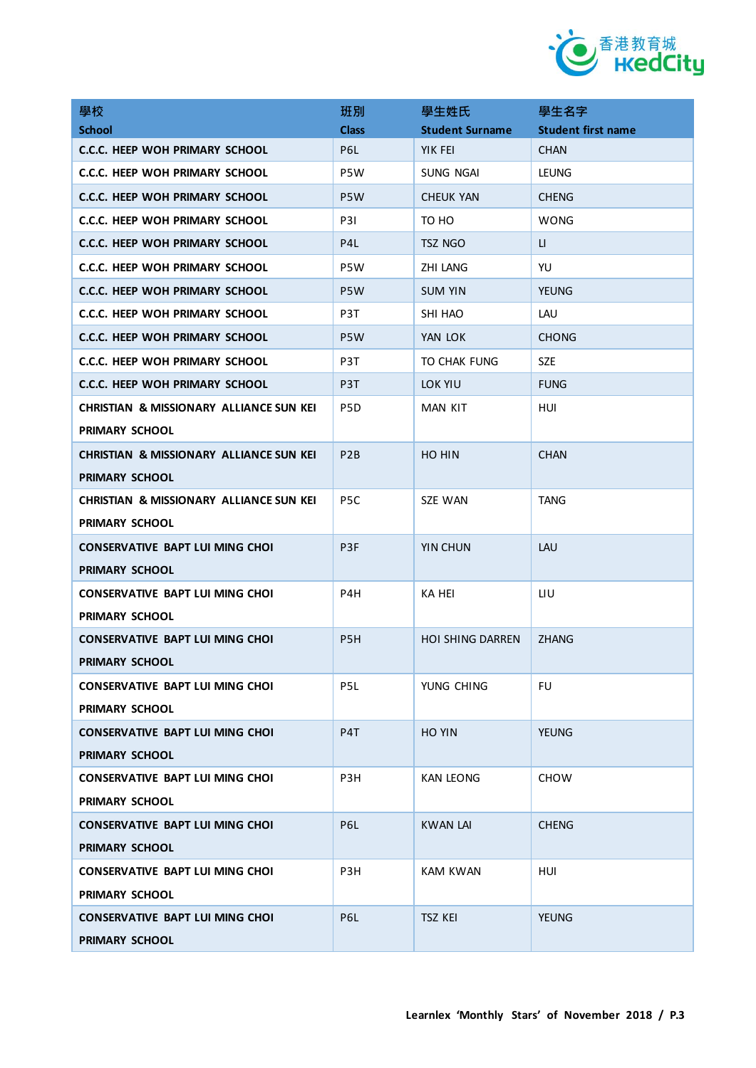| 學校<br>School | 班別<br>Class | 學生姓氏<br>Student Surname | 學生名字<br>Student first name |
|---|---|---|---|
| C.C.C. HEEP WOH PRIMARY SCHOOL | P6L | YIK FEI | CHAN |
| C.C.C. HEEP WOH PRIMARY SCHOOL | P5W | SUNG NGAI | LEUNG |
| C.C.C. HEEP WOH PRIMARY SCHOOL | P5W | CHEUK YAN | CHENG |
| C.C.C. HEEP WOH PRIMARY SCHOOL | P3I | TO HO | WONG |
| C.C.C. HEEP WOH PRIMARY SCHOOL | P4L | TSZ NGO | LI |
| C.C.C. HEEP WOH PRIMARY SCHOOL | P5W | ZHI LANG | YU |
| C.C.C. HEEP WOH PRIMARY SCHOOL | P5W | SUM YIN | YEUNG |
| C.C.C. HEEP WOH PRIMARY SCHOOL | P3T | SHI HAO | LAU |
| C.C.C. HEEP WOH PRIMARY SCHOOL | P5W | YAN LOK | CHONG |
| C.C.C. HEEP WOH PRIMARY SCHOOL | P3T | TO CHAK FUNG | SZE |
| C.C.C. HEEP WOH PRIMARY SCHOOL | P3T | LOK YIU | FUNG |
| CHRISTIAN & MISSIONARY ALLIANCE SUN KEI PRIMARY SCHOOL | P5D | MAN KIT | HUI |
| CHRISTIAN & MISSIONARY ALLIANCE SUN KEI PRIMARY SCHOOL | P2B | HO HIN | CHAN |
| CHRISTIAN & MISSIONARY ALLIANCE SUN KEI PRIMARY SCHOOL | P5C | SZE WAN | TANG |
| CONSERVATIVE BAPT LUI MING CHOI PRIMARY SCHOOL | P3F | YIN CHUN | LAU |
| CONSERVATIVE BAPT LUI MING CHOI PRIMARY SCHOOL | P4H | KA HEI | LIU |
| CONSERVATIVE BAPT LUI MING CHOI PRIMARY SCHOOL | P5H | HOI SHING DARREN | ZHANG |
| CONSERVATIVE BAPT LUI MING CHOI PRIMARY SCHOOL | P5L | YUNG CHING | FU |
| CONSERVATIVE BAPT LUI MING CHOI PRIMARY SCHOOL | P4T | HO YIN | YEUNG |
| CONSERVATIVE BAPT LUI MING CHOI PRIMARY SCHOOL | P3H | KAN LEONG | CHOW |
| CONSERVATIVE BAPT LUI MING CHOI PRIMARY SCHOOL | P6L | KWAN LAI | CHENG |
| CONSERVATIVE BAPT LUI MING CHOI PRIMARY SCHOOL | P3H | KAM KWAN | HUI |
| CONSERVATIVE BAPT LUI MING CHOI PRIMARY SCHOOL | P6L | TSZ KEI | YEUNG |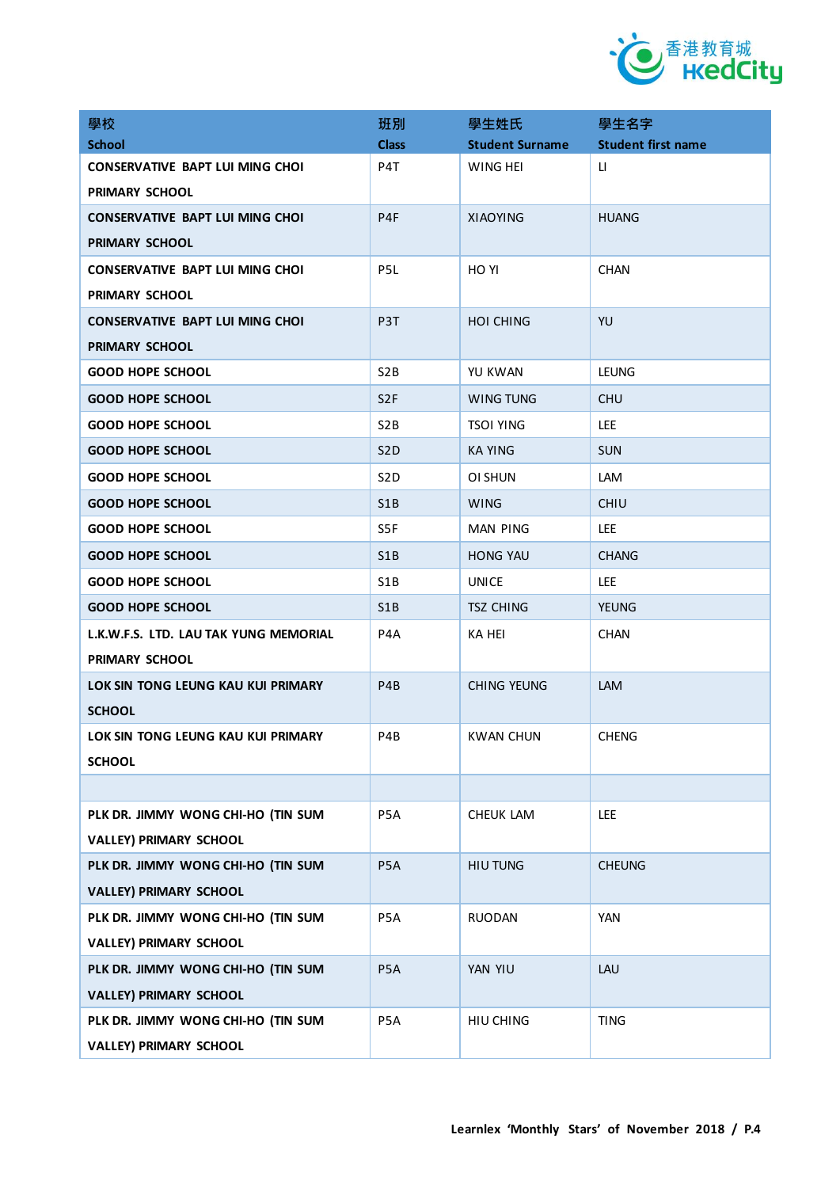| 學校<br>School | 班別<br>Class | 學生姓氏<br>Student Surname | 學生名字<br>Student first name |
|---|---|---|---|
| CONSERVATIVE BAPT LUI MING CHOI PRIMARY SCHOOL | P4T | WING HEI | LI |
| CONSERVATIVE BAPT LUI MING CHOI PRIMARY SCHOOL | P4F | XIAOYING | HUANG |
| CONSERVATIVE BAPT LUI MING CHOI PRIMARY SCHOOL | P5L | HO YI | CHAN |
| CONSERVATIVE BAPT LUI MING CHOI PRIMARY SCHOOL | P3T | HOI CHING | YU |
| GOOD HOPE SCHOOL | S2B | YU KWAN | LEUNG |
| GOOD HOPE SCHOOL | S2F | WING TUNG | CHU |
| GOOD HOPE SCHOOL | S2B | TSOI YING | LEE |
| GOOD HOPE SCHOOL | S2D | KA YING | SUN |
| GOOD HOPE SCHOOL | S2D | OI SHUN | LAM |
| GOOD HOPE SCHOOL | S1B | WING | CHIU |
| GOOD HOPE SCHOOL | S5F | MAN PING | LEE |
| GOOD HOPE SCHOOL | S1B | HONG YAU | CHANG |
| GOOD HOPE SCHOOL | S1B | UNICE | LEE |
| GOOD HOPE SCHOOL | S1B | TSZ CHING | YEUNG |
| L.K.W.F.S. LTD. LAU TAK YUNG MEMORIAL PRIMARY SCHOOL | P4A | KA HEI | CHAN |
| LOK SIN TONG LEUNG KAU KUI PRIMARY SCHOOL | P4B | CHING YEUNG | LAM |
| LOK SIN TONG LEUNG KAU KUI PRIMARY SCHOOL | P4B | KWAN CHUN | CHENG |
| | | | |
| PLK DR. JIMMY WONG CHI-HO (TIN SUM VALLEY) PRIMARY SCHOOL | P5A | CHEUK LAM | LEE |
| PLK DR. JIMMY WONG CHI-HO (TIN SUM VALLEY) PRIMARY SCHOOL | P5A | HIU TUNG | CHEUNG |
| PLK DR. JIMMY WONG CHI-HO (TIN SUM VALLEY) PRIMARY SCHOOL | P5A | RUODAN | YAN |
| PLK DR. JIMMY WONG CHI-HO (TIN SUM VALLEY) PRIMARY SCHOOL | P5A | YAN YIU | LAU |
| PLK DR. JIMMY WONG CHI-HO (TIN SUM VALLEY) PRIMARY SCHOOL | P5A | HIU CHING | TING |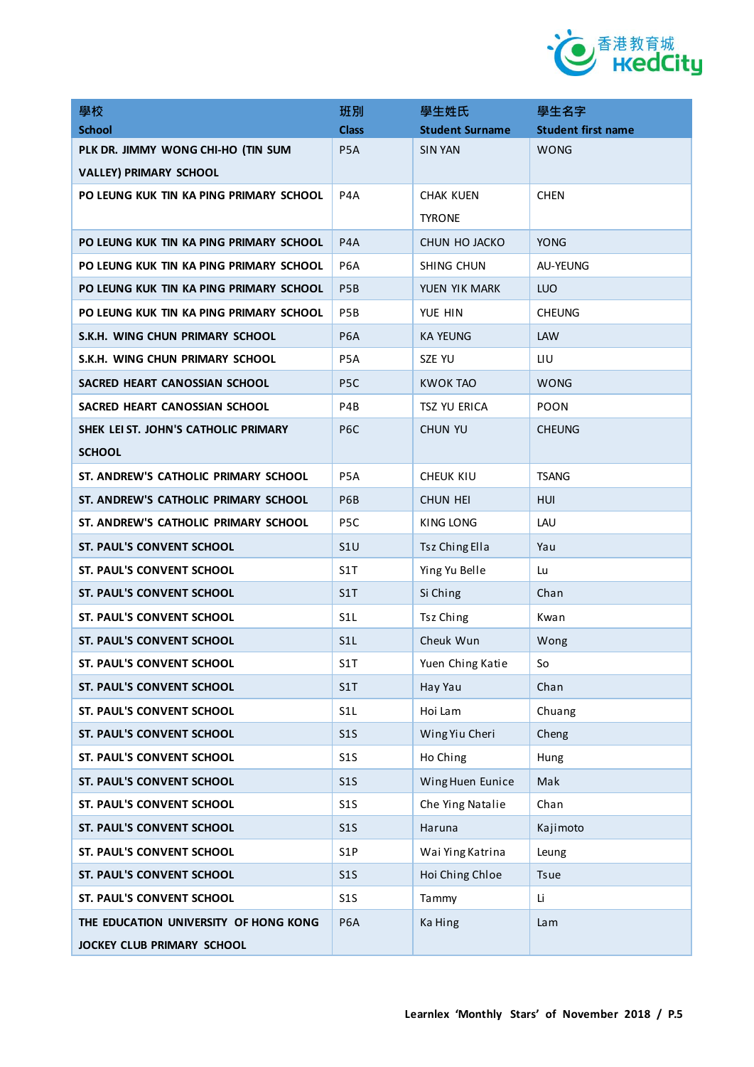| 學校<br>School | 班別<br>Class | 學生姓氏<br>Student Surname | 學生名字<br>Student first name |
|---|---|---|---|
| PLK DR. JIMMY WONG CHI-HO (TIN SUM VALLEY) PRIMARY SCHOOL | P5A | SIN YAN | WONG |
| PO LEUNG KUK TIN KA PING PRIMARY SCHOOL | P4A | CHAK KUEN TYRONE | CHEN |
| PO LEUNG KUK TIN KA PING PRIMARY SCHOOL | P4A | CHUN HO JACKO | YONG |
| PO LEUNG KUK TIN KA PING PRIMARY SCHOOL | P6A | SHING CHUN | AU-YEUNG |
| PO LEUNG KUK TIN KA PING PRIMARY SCHOOL | P5B | YUEN YIK MARK | LUO |
| PO LEUNG KUK TIN KA PING PRIMARY SCHOOL | P5B | YUE HIN | CHEUNG |
| S.K.H. WING CHUN PRIMARY SCHOOL | P6A | KA YEUNG | LAW |
| S.K.H. WING CHUN PRIMARY SCHOOL | P5A | SZE YU | LIU |
| SACRED HEART CANOSSIAN SCHOOL | P5C | KWOK TAO | WONG |
| SACRED HEART CANOSSIAN SCHOOL | P4B | TSZ YU ERICA | POON |
| SHEK LEI ST. JOHN'S CATHOLIC PRIMARY SCHOOL | P6C | CHUN YU | CHEUNG |
| ST. ANDREW'S CATHOLIC PRIMARY SCHOOL | P5A | CHEUK KIU | TSANG |
| ST. ANDREW'S CATHOLIC PRIMARY SCHOOL | P6B | CHUN HEI | HUI |
| ST. ANDREW'S CATHOLIC PRIMARY SCHOOL | P5C | KING LONG | LAU |
| ST. PAUL'S CONVENT SCHOOL | S1U | Tsz Ching Ella | Yau |
| ST. PAUL'S CONVENT SCHOOL | S1T | Ying Yu Belle | Lu |
| ST. PAUL'S CONVENT SCHOOL | S1T | Si Ching | Chan |
| ST. PAUL'S CONVENT SCHOOL | S1L | Tsz Ching | Kwan |
| ST. PAUL'S CONVENT SCHOOL | S1L | Cheuk Wun | Wong |
| ST. PAUL'S CONVENT SCHOOL | S1T | Yuen Ching Katie | So |
| ST. PAUL'S CONVENT SCHOOL | S1T | Hay Yau | Chan |
| ST. PAUL'S CONVENT SCHOOL | S1L | Hoi Lam | Chuang |
| ST. PAUL'S CONVENT SCHOOL | S1S | Wing Yiu Cheri | Cheng |
| ST. PAUL'S CONVENT SCHOOL | S1S | Ho Ching | Hung |
| ST. PAUL'S CONVENT SCHOOL | S1S | Wing Huen Eunice | Mak |
| ST. PAUL'S CONVENT SCHOOL | S1S | Che Ying Natalie | Chan |
| ST. PAUL'S CONVENT SCHOOL | S1S | Haruna | Kajimoto |
| ST. PAUL'S CONVENT SCHOOL | S1P | Wai Ying Katrina | Leung |
| ST. PAUL'S CONVENT SCHOOL | S1S | Hoi Ching Chloe | Tsue |
| ST. PAUL'S CONVENT SCHOOL | S1S | Tammy | Li |
| THE EDUCATION UNIVERSITY OF HONG KONG JOCKEY CLUB PRIMARY SCHOOL | P6A | Ka Hing | Lam |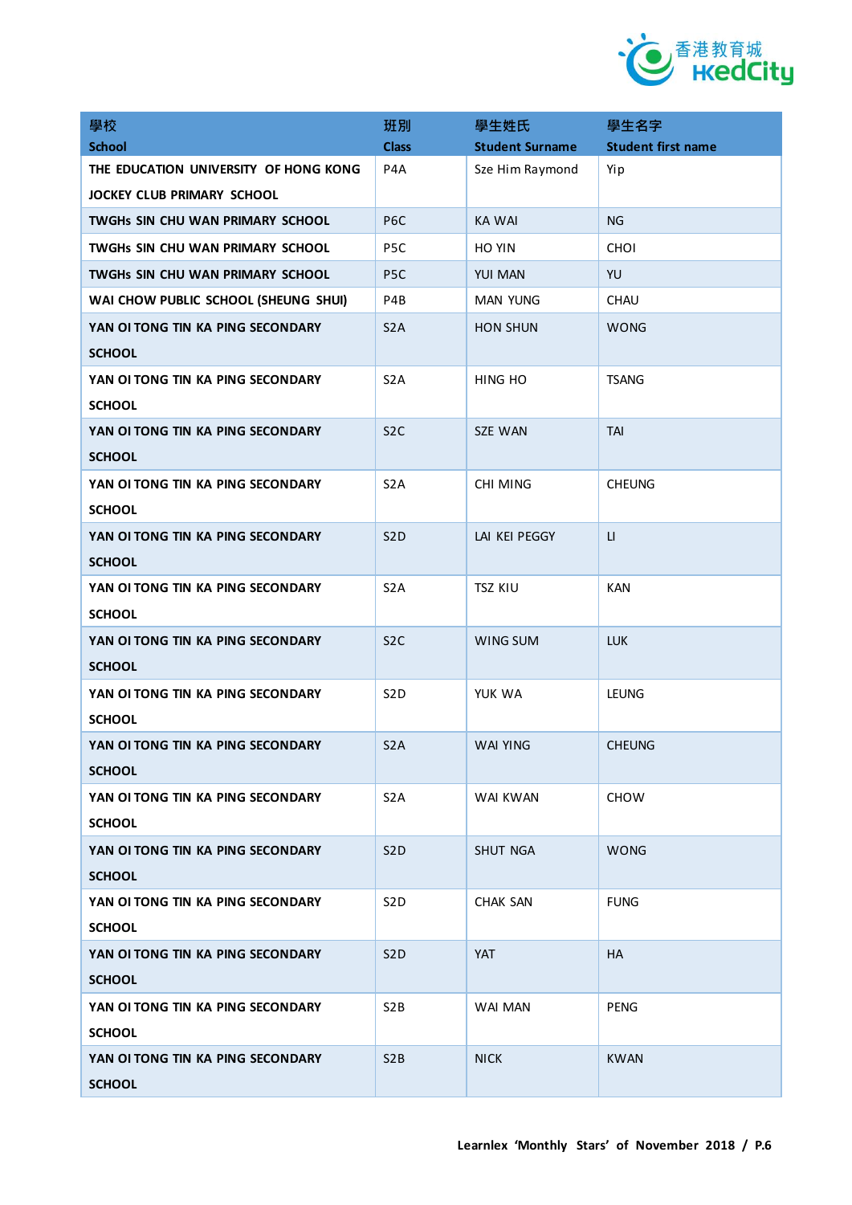| 學校<br>School | 班別<br>Class | 學生姓氏<br>Student Surname | 學生名字<br>Student first name |
|---|---|---|---|
| THE EDUCATION UNIVERSITY OF HONG KONG JOCKEY CLUB PRIMARY SCHOOL | P4A | Sze Him Raymond | Yip |
| TWGHs SIN CHU WAN PRIMARY SCHOOL | P6C | KA WAI | NG |
| TWGHs SIN CHU WAN PRIMARY SCHOOL | P5C | HO YIN | CHOI |
| TWGHs SIN CHU WAN PRIMARY SCHOOL | P5C | YUI MAN | YU |
| WAI CHOW PUBLIC SCHOOL (SHEUNG SHUI) | P4B | MAN YUNG | CHAU |
| YAN OI TONG TIN KA PING SECONDARY SCHOOL | S2A | HON SHUN | WONG |
| YAN OI TONG TIN KA PING SECONDARY SCHOOL | S2A | HING HO | TSANG |
| YAN OI TONG TIN KA PING SECONDARY SCHOOL | S2C | SZE WAN | TAI |
| YAN OI TONG TIN KA PING SECONDARY SCHOOL | S2A | CHI MING | CHEUNG |
| YAN OI TONG TIN KA PING SECONDARY SCHOOL | S2D | LAI KEI PEGGY | LI |
| YAN OI TONG TIN KA PING SECONDARY SCHOOL | S2A | TSZ KIU | KAN |
| YAN OI TONG TIN KA PING SECONDARY SCHOOL | S2C | WING SUM | LUK |
| YAN OI TONG TIN KA PING SECONDARY SCHOOL | S2D | YUK WA | LEUNG |
| YAN OI TONG TIN KA PING SECONDARY SCHOOL | S2A | WAI YING | CHEUNG |
| YAN OI TONG TIN KA PING SECONDARY SCHOOL | S2A | WAI KWAN | CHOW |
| YAN OI TONG TIN KA PING SECONDARY SCHOOL | S2D | SHUT NGA | WONG |
| YAN OI TONG TIN KA PING SECONDARY SCHOOL | S2D | CHAK SAN | FUNG |
| YAN OI TONG TIN KA PING SECONDARY SCHOOL | S2D | YAT | HA |
| YAN OI TONG TIN KA PING SECONDARY SCHOOL | S2B | WAI MAN | PENG |
| YAN OI TONG TIN KA PING SECONDARY SCHOOL | S2B | NICK | KWAN |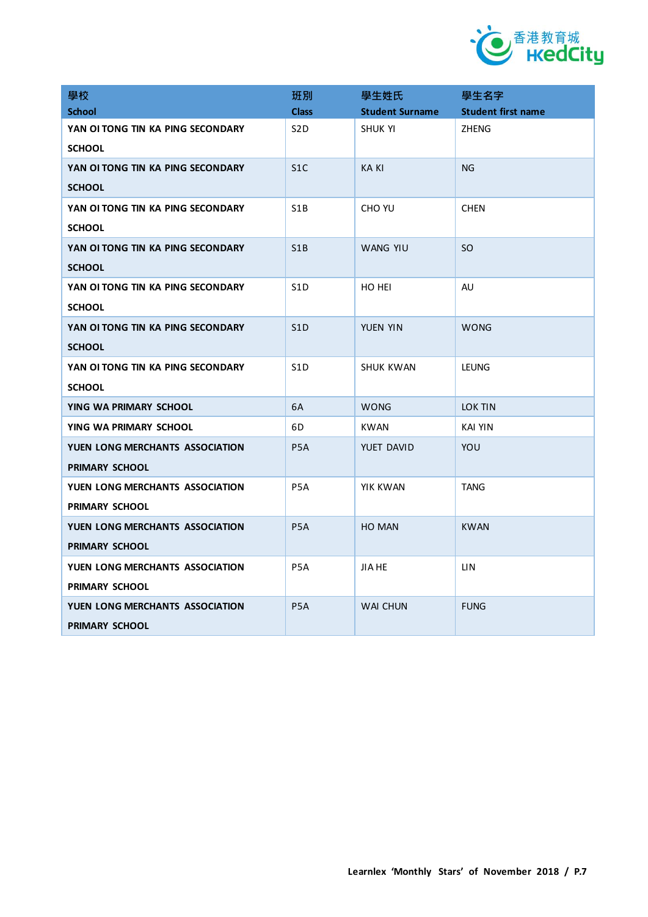| 學校<br>School | 班別<br>Class | 學生姓氏<br>Student Surname | 學生名字<br>Student first name |
|---|---|---|---|
| YAN OI TONG TIN KA PING SECONDARY SCHOOL | S2D | SHUK YI | ZHENG |
| YAN OI TONG TIN KA PING SECONDARY SCHOOL | S1C | KA KI | NG |
| YAN OI TONG TIN KA PING SECONDARY SCHOOL | S1B | CHO YU | CHEN |
| YAN OI TONG TIN KA PING SECONDARY SCHOOL | S1B | WANG YIU | SO |
| YAN OI TONG TIN KA PING SECONDARY SCHOOL | S1D | HO HEI | AU |
| YAN OI TONG TIN KA PING SECONDARY SCHOOL | S1D | YUEN YIN | WONG |
| YAN OI TONG TIN KA PING SECONDARY SCHOOL | S1D | SHUK KWAN | LEUNG |
| YING WA PRIMARY SCHOOL | 6A | WONG | LOK TIN |
| YING WA PRIMARY SCHOOL | 6D | KWAN | KAI YIN |
| YUEN LONG MERCHANTS ASSOCIATION PRIMARY SCHOOL | P5A | YUET DAVID | YOU |
| YUEN LONG MERCHANTS ASSOCIATION PRIMARY SCHOOL | P5A | YIK KWAN | TANG |
| YUEN LONG MERCHANTS ASSOCIATION PRIMARY SCHOOL | P5A | HO MAN | KWAN |
| YUEN LONG MERCHANTS ASSOCIATION PRIMARY SCHOOL | P5A | JIA HE | LIN |
| YUEN LONG MERCHANTS ASSOCIATION PRIMARY SCHOOL | P5A | WAI CHUN | FUNG |